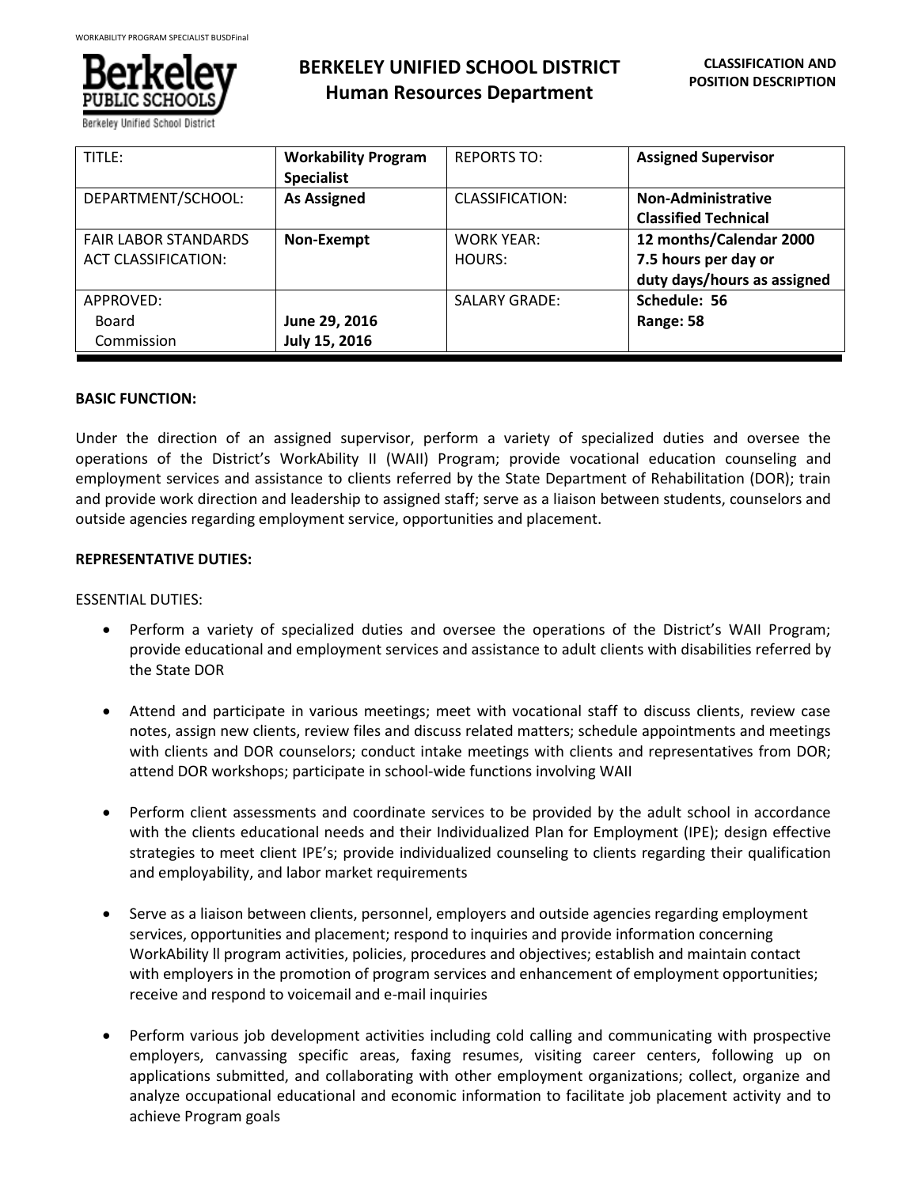# BERKELEY UNIFIED SCHOOL DISTRICT
## Human Resources Department

**CLASSIFICATION AND POSITION DESCRIPTION**

| | | | |
|---|---|---|---|
| TITLE: | **Workability Program Specialist** | REPORTS TO: | **Assigned Supervisor** |
| DEPARTMENT/SCHOOL: | **As Assigned** | CLASSIFICATION: | **Non-Administrative Classified Technical** |
| FAIR LABOR STANDARDS ACT CLASSIFICATION: | **Non-Exempt** | WORK YEAR: HOURS: | **12 months/Calendar 2000 7.5 hours per day or duty days/hours as assigned** |
| APPROVED: Board Commission | **June 29, 2016 July 15, 2016** | SALARY GRADE: | **Schedule: 56 Range: 58** |

**BASIC FUNCTION:**

Under the direction of an assigned supervisor, perform a variety of specialized duties and oversee the operations of the District's WorkAbility II (WAII) Program; provide vocational education counseling and employment services and assistance to clients referred by the State Department of Rehabilitation (DOR); train and provide work direction and leadership to assigned staff; serve as a liaison between students, counselors and outside agencies regarding employment service, opportunities and placement.

**REPRESENTATIVE DUTIES:**

ESSENTIAL DUTIES:

- Perform a variety of specialized duties and oversee the operations of the District's WAII Program; provide educational and employment services and assistance to adult clients with disabilities referred by the State DOR
- Attend and participate in various meetings; meet with vocational staff to discuss clients, review case notes, assign new clients, review files and discuss related matters; schedule appointments and meetings with clients and DOR counselors; conduct intake meetings with clients and representatives from DOR; attend DOR workshops; participate in school-wide functions involving WAII
- Perform client assessments and coordinate services to be provided by the adult school in accordance with the clients educational needs and their Individualized Plan for Employment (IPE); design effective strategies to meet client IPE's; provide individualized counseling to clients regarding their qualification and employability, and labor market requirements
- Serve as a liaison between clients, personnel, employers and outside agencies regarding employment services, opportunities and placement; respond to inquiries and provide information concerning WorkAbility ll program activities, policies, procedures and objectives; establish and maintain contact with employers in the promotion of program services and enhancement of employment opportunities; receive and respond to voicemail and e-mail inquiries
- Perform various job development activities including cold calling and communicating with prospective employers, canvassing specific areas, faxing resumes, visiting career centers, following up on applications submitted, and collaborating with other employment organizations; collect, organize and analyze occupational educational and economic information to facilitate job placement activity and to achieve Program goals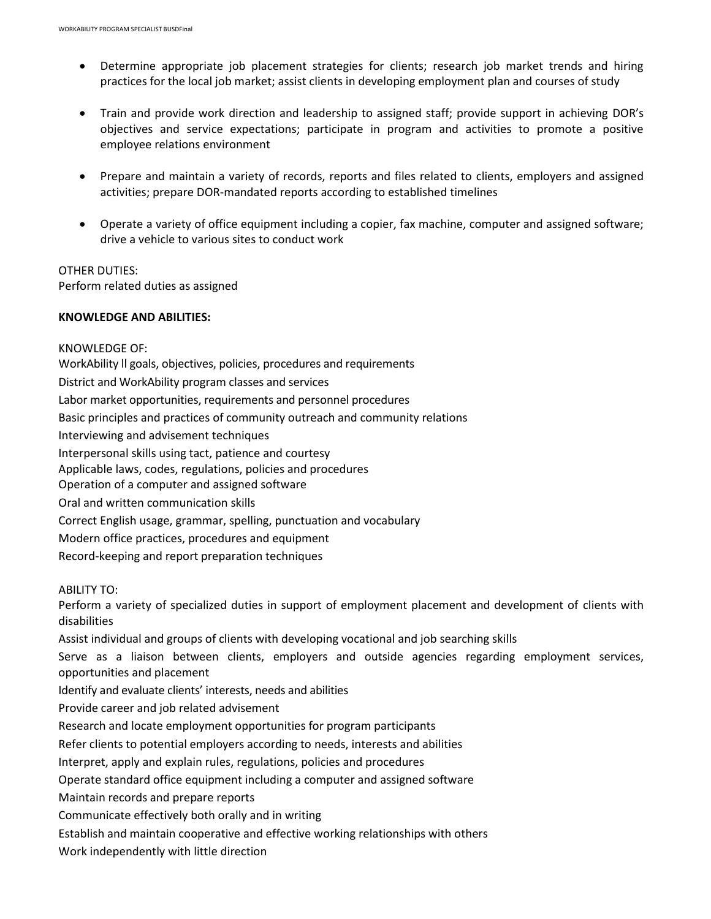- Determine appropriate job placement strategies for clients; research job market trends and hiring practices for the local job market; assist clients in developing employment plan and courses of study

- Train and provide work direction and leadership to assigned staff; provide support in achieving DOR's objectives and service expectations; participate in program and activities to promote a positive employee relations environment

- Prepare and maintain a variety of records, reports and files related to clients, employers and assigned activities; prepare DOR-mandated reports according to established timelines

- Operate a variety of office equipment including a copier, fax machine, computer and assigned software; drive a vehicle to various sites to conduct work

OTHER DUTIES:
Perform related duties as assigned

**KNOWLEDGE AND ABILITIES:**

KNOWLEDGE OF:
WorkAbility ll goals, objectives, policies, procedures and requirements
District and WorkAbility program classes and services
Labor market opportunities, requirements and personnel procedures
Basic principles and practices of community outreach and community relations
Interviewing and advisement techniques
Interpersonal skills using tact, patience and courtesy
Applicable laws, codes, regulations, policies and procedures
Operation of a computer and assigned software
Oral and written communication skills
Correct English usage, grammar, spelling, punctuation and vocabulary
Modern office practices, procedures and equipment
Record-keeping and report preparation techniques

ABILITY TO:
Perform a variety of specialized duties in support of employment placement and development of clients with disabilities
Assist individual and groups of clients with developing vocational and job searching skills
Serve as a liaison between clients, employers and outside agencies regarding employment services, opportunities and placement
Identify and evaluate clients' interests, needs and abilities
Provide career and job related advisement
Research and locate employment opportunities for program participants
Refer clients to potential employers according to needs, interests and abilities
Interpret, apply and explain rules, regulations, policies and procedures
Operate standard office equipment including a computer and assigned software
Maintain records and prepare reports
Communicate effectively both orally and in writing
Establish and maintain cooperative and effective working relationships with others
Work independently with little direction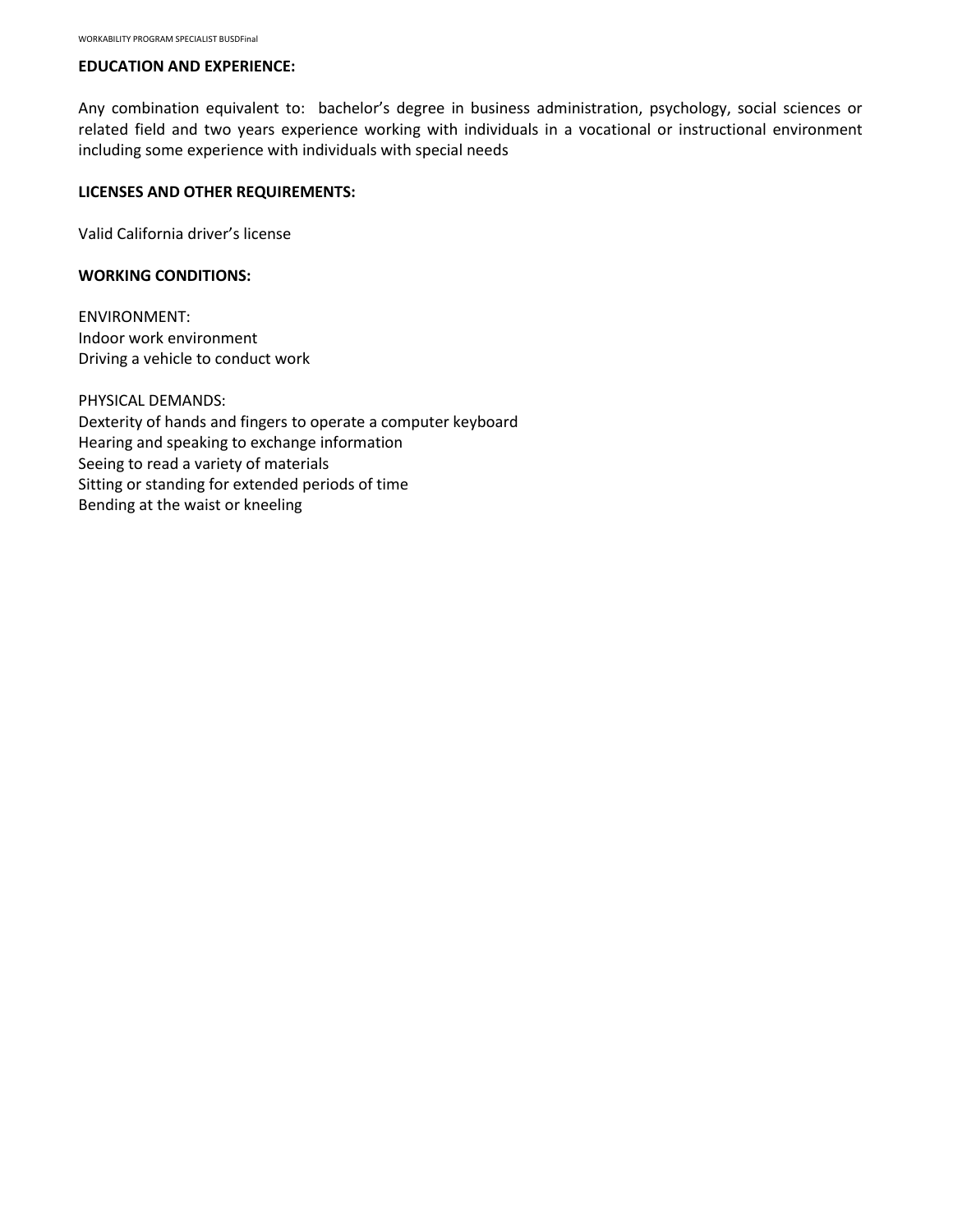**EDUCATION AND EXPERIENCE:**

Any combination equivalent to: bachelor's degree in business administration, psychology, social sciences or related field and two years experience working with individuals in a vocational or instructional environment including some experience with individuals with special needs

**LICENSES AND OTHER REQUIREMENTS:**

Valid California driver's license

**WORKING CONDITIONS:**

ENVIRONMENT:
Indoor work environment
Driving a vehicle to conduct work

PHYSICAL DEMANDS:
Dexterity of hands and fingers to operate a computer keyboard
Hearing and speaking to exchange information
Seeing to read a variety of materials
Sitting or standing for extended periods of time
Bending at the waist or kneeling